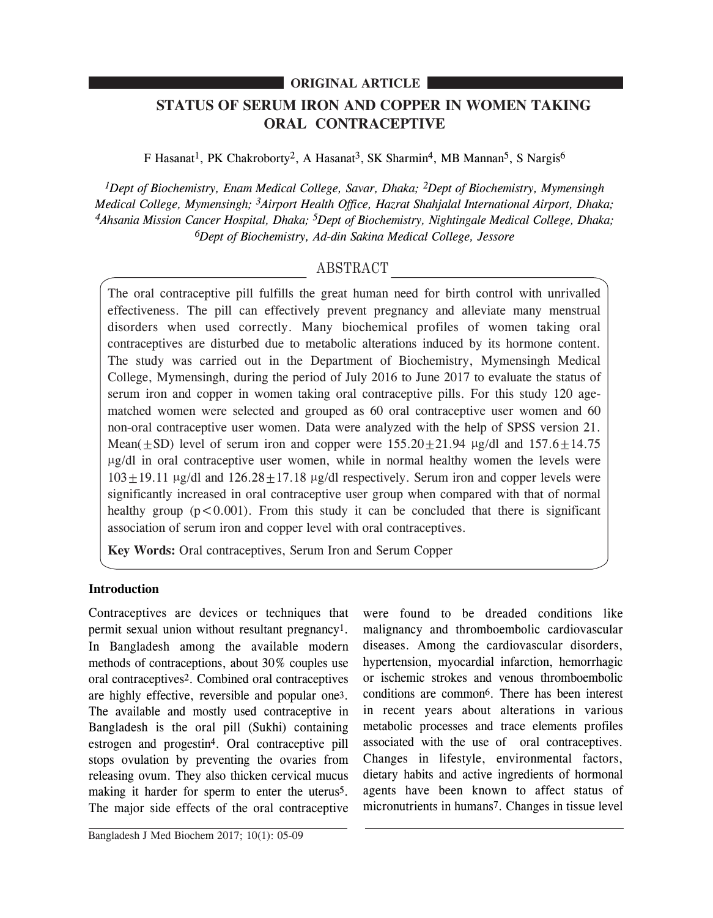**ORIGINAL ARTICLE**

# STATUS OF SERUM IRON AND COPPER IN WOMEN TAKING ORAL CONTRACEPTIVE

F Hasanat[1], PK Chakroborty[2], A Hasanat[3], SK Sharmin[4], MB Mannan[5], S Nargis[6]

*[1]Dept of Biochemistry, Enam Medical College, Savar, Dhaka; [2]Dept of Biochemistry, Mymensingh Medical College, Mymensingh; [3]Airport Health Office, Hazrat Shahjalal International Airport, Dhaka; [4]Ahsania Mission Cancer Hospital, Dhaka; [5]Dept of Biochemistry, Nightingale Medical College, Dhaka; [6]Dept of Biochemistry, Ad-din Sakina Medical College, Jessore*

## ABSTRACT

The oral contraceptive pill fulfills the great human need for birth control with unrivalled effectiveness. The pill can effectively prevent pregnancy and alleviate many menstrual disorders when used correctly. Many biochemical profiles of women taking oral contraceptives are disturbed due to metabolic alterations induced by its hormone content. The study was carried out in the Department of Biochemistry, Mymensingh Medical College, Mymensingh, during the period of July 2016 to June 2017 to evaluate the status of serum iron and copper in women taking oral contraceptive pills. For this study 120 age-matched women were selected and grouped as 60 oral contraceptive user women and 60 non-oral contraceptive user women. Data were analyzed with the help of SPSS version 21. Mean($\pm$SD) level of serum iron and copper were $155.20 \pm 21.94$ μg/dl and $157.6 \pm 14.75$ μg/dl in oral contraceptive user women, while in normal healthy women the levels were $103 \pm 19.11$ μg/dl and $126.28 \pm 17.18$ μg/dl respectively. Serum iron and copper levels were significantly increased in oral contraceptive user group when compared with that of normal healthy group ($p < 0.001$). From this study it can be concluded that there is significant association of serum iron and copper level with oral contraceptives.

**Key Words:** Oral contraceptives, Serum Iron and Serum Copper

## Introduction

Contraceptives are devices or techniques that permit sexual union without resultant pregnancy[1]. In Bangladesh among the available modern methods of contraceptions, about 30% couples use oral contraceptives[2]. Combined oral contraceptives are highly effective, reversible and popular one[3]. The available and mostly used contraceptive in Bangladesh is the oral pill (Sukhi) containing estrogen and progestin[4]. Oral contraceptive pill stops ovulation by preventing the ovaries from releasing ovum. They also thicken cervical mucus making it harder for sperm to enter the uterus[5]. The major side effects of the oral contraceptive were found to be dreaded conditions like malignancy and thromboembolic cardiovascular diseases. Among the cardiovascular disorders, hypertension, myocardial infarction, hemorrhagic or ischemic strokes and venous thromboembolic conditions are common[6]. There has been interest in recent years about alterations in various metabolic processes and trace elements profiles associated with the use of oral contraceptives. Changes in lifestyle, environmental factors, dietary habits and active ingredients of hormonal agents have been known to affect status of micronutrients in humans[7]. Changes in tissue level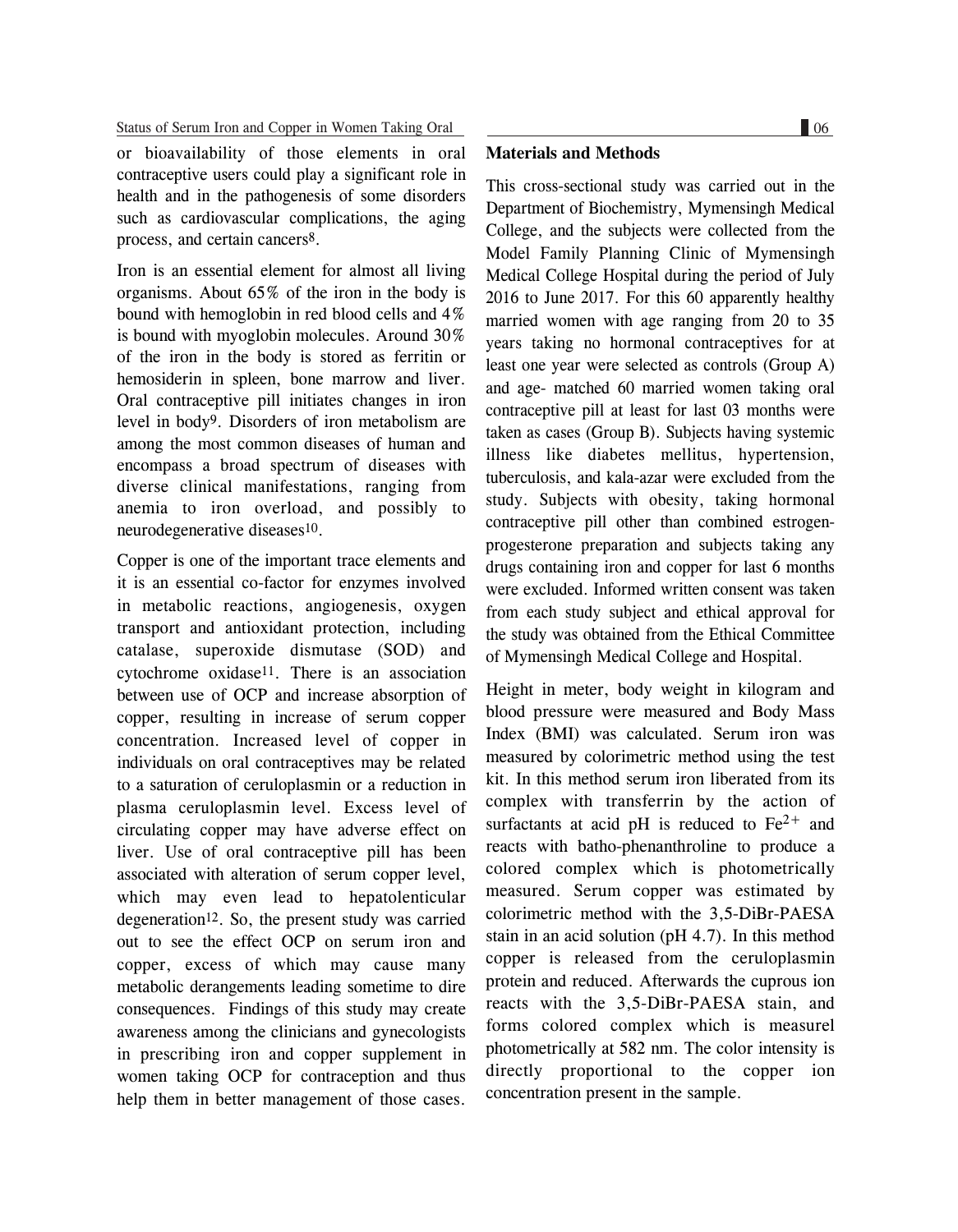or bioavailability of those elements in oral contraceptive users could play a significant role in health and in the pathogenesis of some disorders such as cardiovascular complications, the aging process, and certain cancers[8].

Iron is an essential element for almost all living organisms. About 65% of the iron in the body is bound with hemoglobin in red blood cells and 4% is bound with myoglobin molecules. Around 30% of the iron in the body is stored as ferritin or hemosiderin in spleen, bone marrow and liver. Oral contraceptive pill initiates changes in iron level in body[9]. Disorders of iron metabolism are among the most common diseases of human and encompass a broad spectrum of diseases with diverse clinical manifestations, ranging from anemia to iron overload, and possibly to neurodegenerative diseases[10].

Copper is one of the important trace elements and it is an essential co-factor for enzymes involved in metabolic reactions, angiogenesis, oxygen transport and antioxidant protection, including catalase, superoxide dismutase (SOD) and cytochrome oxidase[11]. There is an association between use of OCP and increase absorption of copper, resulting in increase of serum copper concentration. Increased level of copper in individuals on oral contraceptives may be related to a saturation of ceruloplasmin or a reduction in plasma ceruloplasmin level. Excess level of circulating copper may have adverse effect on liver. Use of oral contraceptive pill has been associated with alteration of serum copper level, which may even lead to hepatolenticular degeneration[12]. So, the present study was carried out to see the effect OCP on serum iron and copper, excess of which may cause many metabolic derangements leading sometime to dire consequences. Findings of this study may create awareness among the clinicians and gynecologists in prescribing iron and copper supplement in women taking OCP for contraception and thus help them in better management of those cases.

## Materials and Methods

This cross-sectional study was carried out in the Department of Biochemistry, Mymensingh Medical College, and the subjects were collected from the Model Family Planning Clinic of Mymensingh Medical College Hospital during the period of July 2016 to June 2017. For this 60 apparently healthy married women with age ranging from 20 to 35 years taking no hormonal contraceptives for at least one year were selected as controls (Group A) and age- matched 60 married women taking oral contraceptive pill at least for last 03 months were taken as cases (Group B). Subjects having systemic illness like diabetes mellitus, hypertension, tuberculosis, and kala-azar were excluded from the study. Subjects with obesity, taking hormonal contraceptive pill other than combined estrogen-progesterone preparation and subjects taking any drugs containing iron and copper for last 6 months were excluded. Informed written consent was taken from each study subject and ethical approval for the study was obtained from the Ethical Committee of Mymensingh Medical College and Hospital.

Height in meter, body weight in kilogram and blood pressure were measured and Body Mass Index (BMI) was calculated. Serum iron was measured by colorimetric method using the test kit. In this method serum iron liberated from its complex with transferrin by the action of surfactants at acid pH is reduced to $Fe^{2+}$ and reacts with batho-phenanthroline to produce a colored complex which is photometrically measured. Serum copper was estimated by colorimetric method with the 3,5-DiBr-PAESA stain in an acid solution (pH 4.7). In this method copper is released from the ceruloplasmin protein and reduced. Afterwards the cuprous ion reacts with the 3,5-DiBr-PAESA stain, and forms colored complex which is measurel photometrically at 582 nm. The color intensity is directly proportional to the copper ion concentration present in the sample.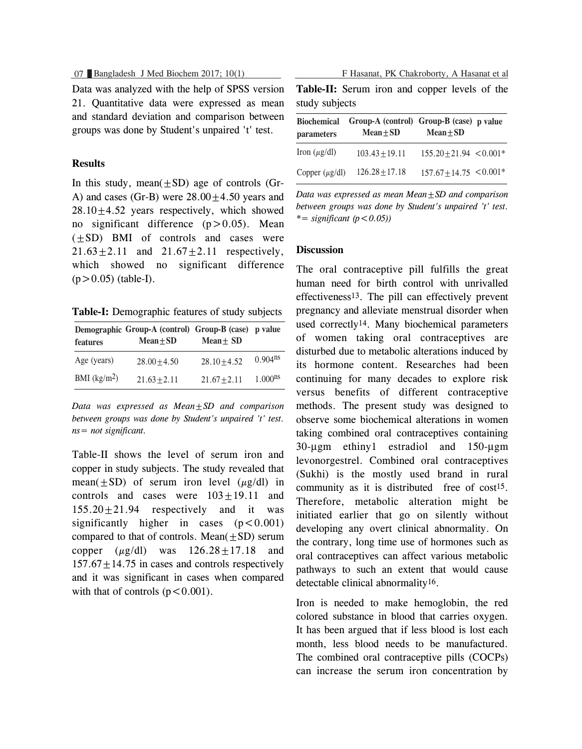Data was analyzed with the help of SPSS version 21. Quantitative data were expressed as mean and standard deviation and comparison between groups was done by Student's unpaired 't' test.

## Results

In this study, mean($\pm$SD) age of controls (Gr-A) and cases (Gr-B) were $28.00\pm4.50$ years and $28.10\pm4.52$ years respectively, which showed no significant difference ($p>0.05$). Mean ($\pm$SD) BMI of controls and cases were $21.63\pm2.11$ and $21.67\pm2.11$ respectively, which showed no significant difference ($p>0.05$) (table-I).

**Table-I:** Demographic features of study subjects

| Demographic features | Group-A (control) Mean$\pm$SD | Group-B (case) Mean$\pm$ SD | p value |
|---|---|---|---|
| Age (years) | $28.00\pm4.50$ | $28.10\pm4.52$ | $0.904^{ns}$ |
| BMI (kg/m$^2$) | $21.63\pm2.11$ | $21.67\pm2.11$ | $1.000^{ns}$ |

*Data was expressed as Mean$\pm$SD and comparison between groups was done by Student's unpaired 't' test. ns= not significant.*

Table-II shows the level of serum iron and copper in study subjects. The study revealed that mean($\pm$SD) of serum iron level ($\mu$g/dl) in controls and cases were $103\pm19.11$ and $155.20\pm21.94$ respectively and it was significantly higher in cases ($p<0.001$) compared to that of controls. Mean($\pm$SD) serum copper ($\mu$g/dl) was $126.28\pm17.18$ and $157.67\pm14.75$ in cases and controls respectively and it was significant in cases when compared with that of controls ($p<0.001$).

**Table-II:** Serum iron and copper levels of the study subjects

| Biochemical parameters | Group-A (control) Mean$\pm$SD | Group-B (case) Mean$\pm$SD | p value |
|---|---|---|---|
| Iron ($\mu$g/dl) | $103.43\pm19.11$ | $155.20\pm21.94$ | $<0.001$* |
| Copper ($\mu$g/dl) | $126.28\pm17.18$ | $157.67\pm14.75$ | $<0.001$* |

*Data was expressed as mean Mean$\pm$SD and comparison between groups was done by Student's unpaired 't' test. *= significant ($p<0.05$))*

## Discussion

The oral contraceptive pill fulfills the great human need for birth control with unrivalled effectiveness[13]. The pill can effectively prevent pregnancy and alleviate menstrual disorder when used correctly[14]. Many biochemical parameters of women taking oral contraceptives are disturbed due to metabolic alterations induced by its hormone content. Researches had been continuing for many decades to explore risk versus benefits of different contraceptive methods. The present study was designed to observe some biochemical alterations in women taking combined oral contraceptives containing 30-µgm ethiny1 estradiol and 150-µgm levonorgestrel. Combined oral contraceptives (Sukhi) is the mostly used brand in rural community as it is distributed free of cost[15]. Therefore, metabolic alteration might be initiated earlier that go on silently without developing any overt clinical abnormality. On the contrary, long time use of hormones such as oral contraceptives can affect various metabolic pathways to such an extent that would cause detectable clinical abnormality[16].

Iron is needed to make hemoglobin, the red colored substance in blood that carries oxygen. It has been argued that if less blood is lost each month, less blood needs to be manufactured. The combined oral contraceptive pills (COCPs) can increase the serum iron concentration by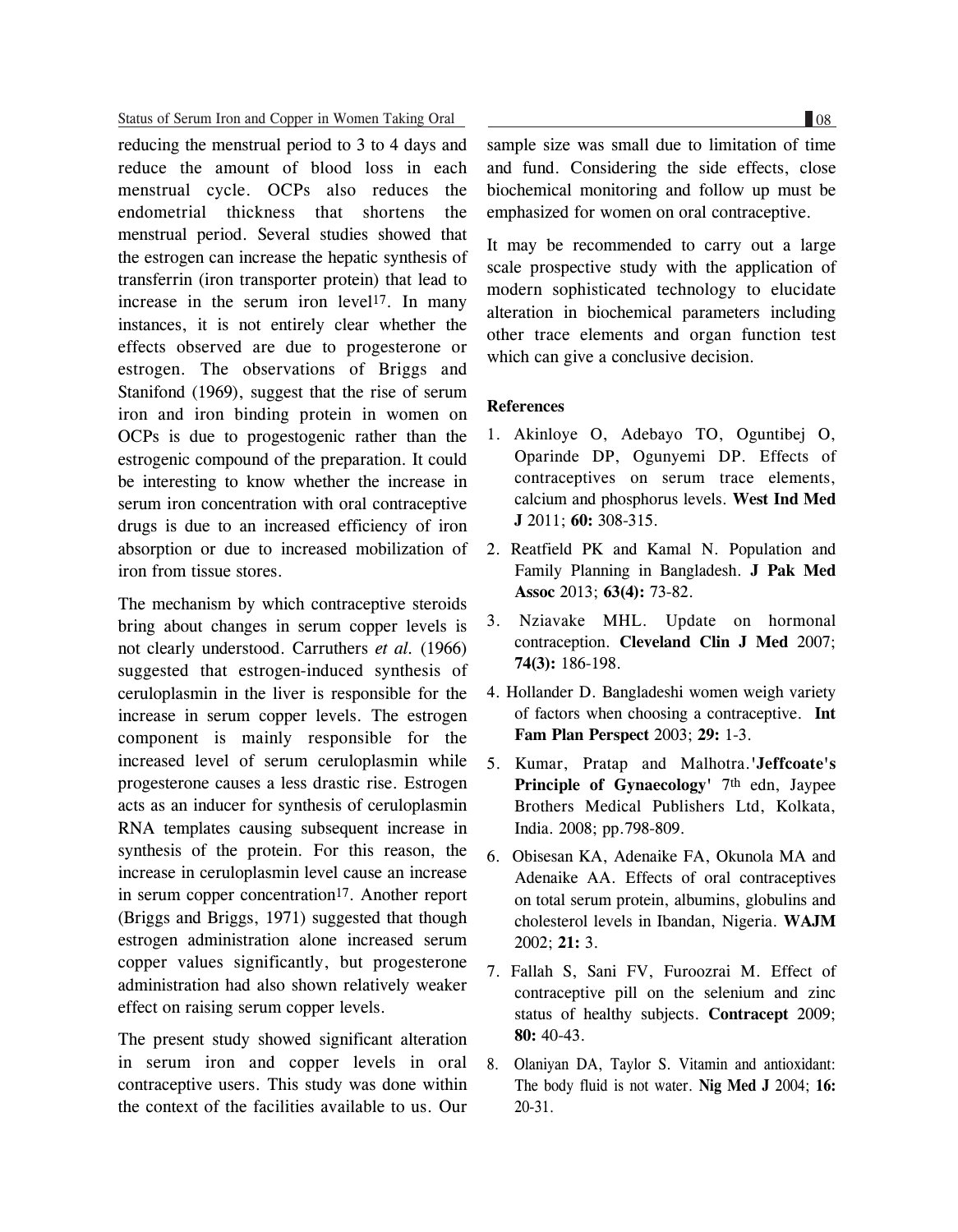reducing the menstrual period to 3 to 4 days and reduce the amount of blood loss in each menstrual cycle. OCPs also reduces the endometrial thickness that shortens the menstrual period. Several studies showed that the estrogen can increase the hepatic synthesis of transferrin (iron transporter protein) that lead to increase in the serum iron level[17]. In many instances, it is not entirely clear whether the effects observed are due to progesterone or estrogen. The observations of Briggs and Stanifond (1969), suggest that the rise of serum iron and iron binding protein in women on OCPs is due to progestogenic rather than the estrogenic compound of the preparation. It could be interesting to know whether the increase in serum iron concentration with oral contraceptive drugs is due to an increased efficiency of iron absorption or due to increased mobilization of iron from tissue stores.

The mechanism by which contraceptive steroids bring about changes in serum copper levels is not clearly understood. Carruthers *et al.* (1966) suggested that estrogen-induced synthesis of ceruloplasmin in the liver is responsible for the increase in serum copper levels. The estrogen component is mainly responsible for the increased level of serum ceruloplasmin while progesterone causes a less drastic rise. Estrogen acts as an inducer for synthesis of ceruloplasmin RNA templates causing subsequent increase in synthesis of the protein. For this reason, the increase in ceruloplasmin level cause an increase in serum copper concentration[17]. Another report (Briggs and Briggs, 1971) suggested that though estrogen administration alone increased serum copper values significantly, but progesterone administration had also shown relatively weaker effect on raising serum copper levels.

The present study showed significant alteration in serum iron and copper levels in oral contraceptive users. This study was done within the context of the facilities available to us. Our sample size was small due to limitation of time and fund. Considering the side effects, close biochemical monitoring and follow up must be emphasized for women on oral contraceptive.

It may be recommended to carry out a large scale prospective study with the application of modern sophisticated technology to elucidate alteration in biochemical parameters including other trace elements and organ function test which can give a conclusive decision.

**References**

1. Akinloye O, Adebayo TO, Oguntibej O, Oparinde DP, Ogunyemi DP. Effects of contraceptives on serum trace elements, calcium and phosphorus levels. **West Ind Med J** 2011; **60:** 308-315.
2. Reatfield PK and Kamal N. Population and Family Planning in Bangladesh. **J Pak Med Assoc** 2013; **63(4):** 73-82.
3. Nziavake MHL. Update on hormonal contraception. **Cleveland Clin J Med** 2007; **74(3):** 186-198.
4. Hollander D. Bangladeshi women weigh variety of factors when choosing a contraceptive. **Int Fam Plan Perspect** 2003; **29:** 1-3.
5. Kumar, Pratap and Malhotra.'**Jeffcoate's Principle of Gynaecology**' 7th edn, Jaypee Brothers Medical Publishers Ltd, Kolkata, India. 2008; pp.798-809.
6. Obisesan KA, Adenaike FA, Okunola MA and Adenaike AA. Effects of oral contraceptives on total serum protein, albumins, globulins and cholesterol levels in Ibandan, Nigeria. **WAJM** 2002; **21:** 3.
7. Fallah S, Sani FV, Furoozrai M. Effect of contraceptive pill on the selenium and zinc status of healthy subjects. **Contracept** 2009; **80:** 40-43.
8. Olaniyan DA, Taylor S. Vitamin and antioxidant: The body fluid is not water. **Nig Med J** 2004; **16:** 20-31.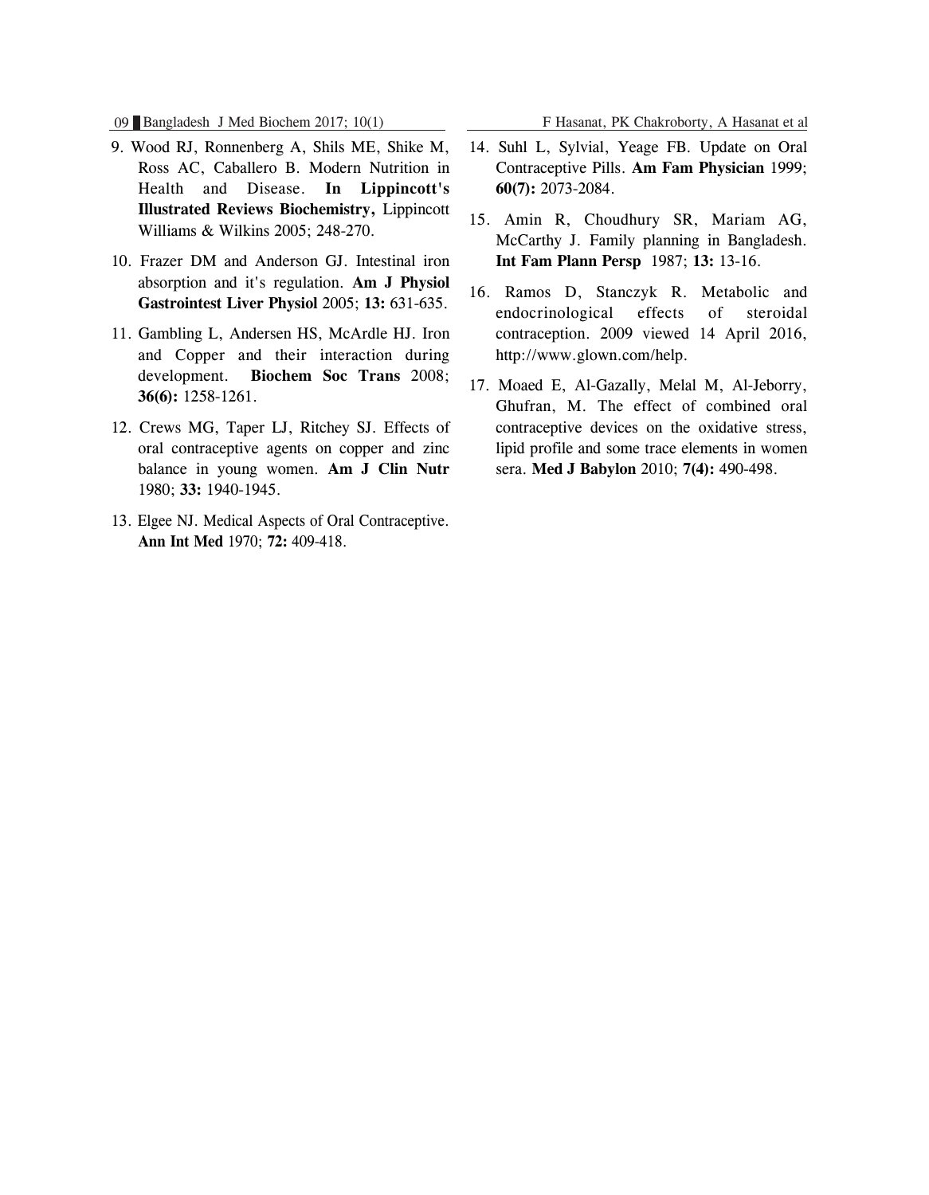9. Wood RJ, Ronnenberg A, Shils ME, Shike M, Ross AC, Caballero B. Modern Nutrition in Health and Disease. **In Lippincott's Illustrated Reviews Biochemistry,** Lippincott Williams & Wilkins 2005; 248-270.

10. Frazer DM and Anderson GJ. Intestinal iron absorption and it's regulation. **Am J Physiol Gastrointest Liver Physiol** 2005; **13:** 631-635.

11. Gambling L, Andersen HS, McArdle HJ. Iron and Copper and their interaction during development. **Biochem Soc Trans** 2008; **36(6):** 1258-1261.

12. Crews MG, Taper LJ, Ritchey SJ. Effects of oral contraceptive agents on copper and zinc balance in young women. **Am J Clin Nutr** 1980; **33:** 1940-1945.

13. Elgee NJ. Medical Aspects of Oral Contraceptive. **Ann Int Med** 1970; **72:** 409-418.

14. Suhl L, Sylvial, Yeage FB. Update on Oral Contraceptive Pills. **Am Fam Physician** 1999; **60(7):** 2073-2084.

15. Amin R, Choudhury SR, Mariam AG, McCarthy J. Family planning in Bangladesh. **Int Fam Plann Persp** 1987; **13:** 13-16.

16. Ramos D, Stanczyk R. Metabolic and endocrinological effects of steroidal contraception. 2009 viewed 14 April 2016, http://www.glown.com/help.

17. Moaed E, Al-Gazally, Melal M, Al-Jeborry, Ghufran, M. The effect of combined oral contraceptive devices on the oxidative stress, lipid profile and some trace elements in women sera. **Med J Babylon** 2010; **7(4):** 490-498.